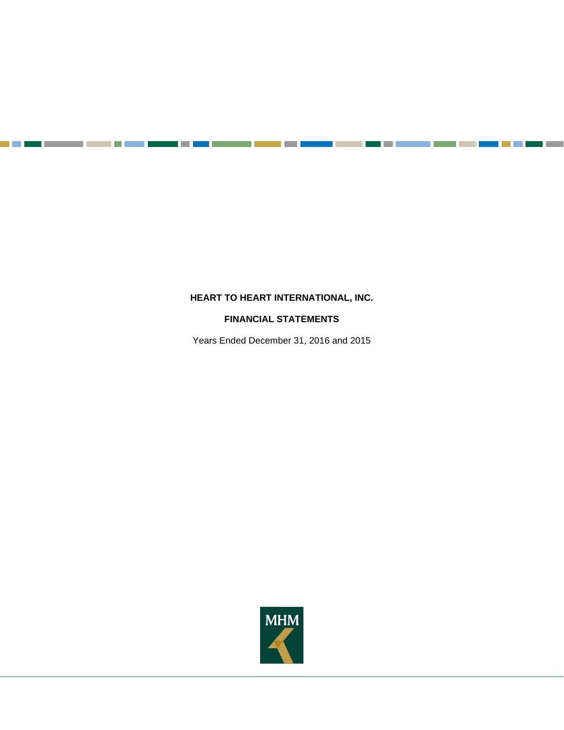# HEART TO HEART INTERNATIONAL, INC.

## FINANCIAL STATEMENTS

Years Ended December 31, 2016 and 2015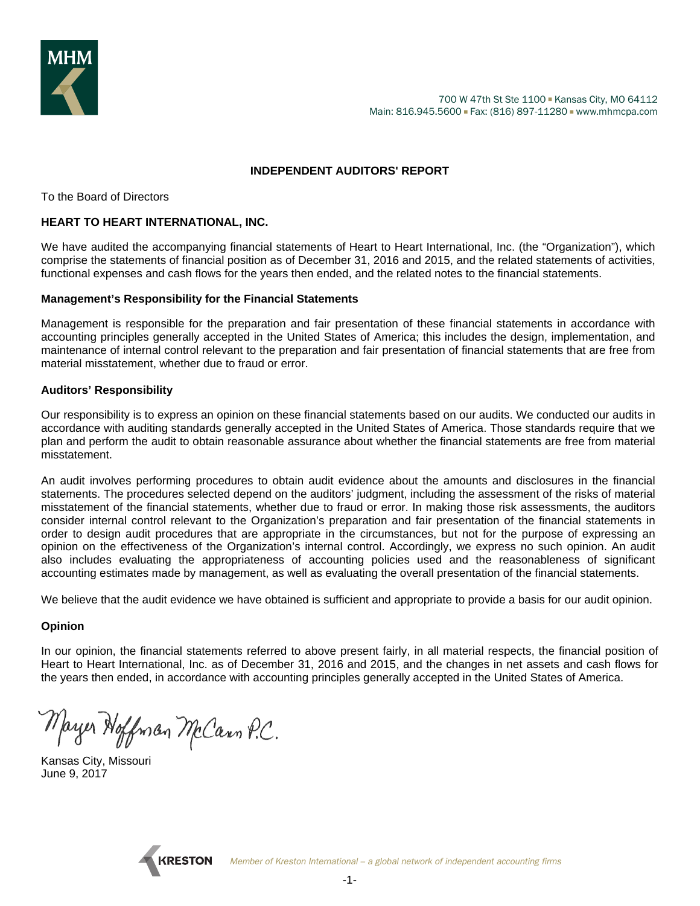700 W 47th St Ste 1100 ▪ Kansas City, MO 64112
Main: 816.945.5600 ▪ Fax: (816) 897-11280 ▪ www.mhmcpa.com

## INDEPENDENT AUDITORS' REPORT

To the Board of Directors

**HEART TO HEART INTERNATIONAL, INC.**

We have audited the accompanying financial statements of Heart to Heart International, Inc. (the "Organization"), which comprise the statements of financial position as of December 31, 2016 and 2015, and the related statements of activities, functional expenses and cash flows for the years then ended, and the related notes to the financial statements.

### Management's Responsibility for the Financial Statements

Management is responsible for the preparation and fair presentation of these financial statements in accordance with accounting principles generally accepted in the United States of America; this includes the design, implementation, and maintenance of internal control relevant to the preparation and fair presentation of financial statements that are free from material misstatement, whether due to fraud or error.

### Auditors' Responsibility

Our responsibility is to express an opinion on these financial statements based on our audits. We conducted our audits in accordance with auditing standards generally accepted in the United States of America. Those standards require that we plan and perform the audit to obtain reasonable assurance about whether the financial statements are free from material misstatement.

An audit involves performing procedures to obtain audit evidence about the amounts and disclosures in the financial statements. The procedures selected depend on the auditors' judgment, including the assessment of the risks of material misstatement of the financial statements, whether due to fraud or error. In making those risk assessments, the auditors consider internal control relevant to the Organization's preparation and fair presentation of the financial statements in order to design audit procedures that are appropriate in the circumstances, but not for the purpose of expressing an opinion on the effectiveness of the Organization's internal control. Accordingly, we express no such opinion. An audit also includes evaluating the appropriateness of accounting policies used and the reasonableness of significant accounting estimates made by management, as well as evaluating the overall presentation of the financial statements.

We believe that the audit evidence we have obtained is sufficient and appropriate to provide a basis for our audit opinion.

### Opinion

In our opinion, the financial statements referred to above present fairly, in all material respects, the financial position of Heart to Heart International, Inc. as of December 31, 2016 and 2015, and the changes in net assets and cash flows for the years then ended, in accordance with accounting principles generally accepted in the United States of America.

*Mayer Hoffman McCann P.C.*

Kansas City, Missouri
June 9, 2017

KRESTON *Member of Kreston International – a global network of independent accounting firms*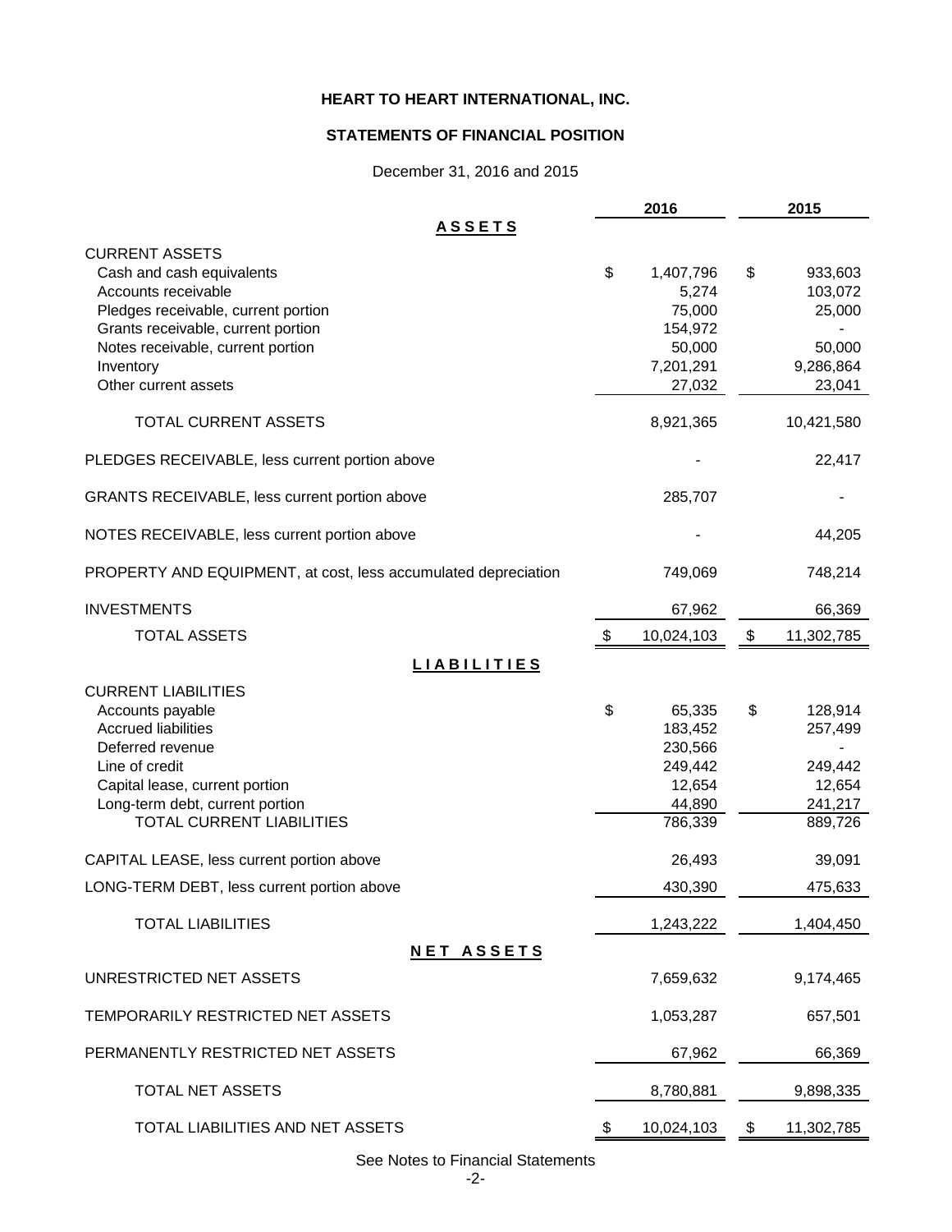# HEART TO HEART INTERNATIONAL, INC.

## STATEMENTS OF FINANCIAL POSITION

December 31, 2016 and 2015

| | 2016 | 2015 |
|---|---|---|
| **ASSETS** | | |
| CURRENT ASSETS | | |
| Cash and cash equivalents | $ 1,407,796 | $ 933,603 |
| Accounts receivable | 5,274 | 103,072 |
| Pledges receivable, current portion | 75,000 | 25,000 |
| Grants receivable, current portion | 154,972 | - |
| Notes receivable, current portion | 50,000 | 50,000 |
| Inventory | 7,201,291 | 9,286,864 |
| Other current assets | 27,032 | 23,041 |
| TOTAL CURRENT ASSETS | 8,921,365 | 10,421,580 |
| PLEDGES RECEIVABLE, less current portion above | - | 22,417 |
| GRANTS RECEIVABLE, less current portion above | 285,707 | - |
| NOTES RECEIVABLE, less current portion above | - | 44,205 |
| PROPERTY AND EQUIPMENT, at cost, less accumulated depreciation | 749,069 | 748,214 |
| INVESTMENTS | 67,962 | 66,369 |
| TOTAL ASSETS | $ 10,024,103 | $ 11,302,785 |
| **LIABILITIES** | | |
| CURRENT LIABILITIES | | |
| Accounts payable | $ 65,335 | $ 128,914 |
| Accrued liabilities | 183,452 | 257,499 |
| Deferred revenue | 230,566 | - |
| Line of credit | 249,442 | 249,442 |
| Capital lease, current portion | 12,654 | 12,654 |
| Long-term debt, current portion | 44,890 | 241,217 |
| TOTAL CURRENT LIABILITIES | 786,339 | 889,726 |
| CAPITAL LEASE, less current portion above | 26,493 | 39,091 |
| LONG-TERM DEBT, less current portion above | 430,390 | 475,633 |
| TOTAL LIABILITIES | 1,243,222 | 1,404,450 |
| **NET ASSETS** | | |
| UNRESTRICTED NET ASSETS | 7,659,632 | 9,174,465 |
| TEMPORARILY RESTRICTED NET ASSETS | 1,053,287 | 657,501 |
| PERMANENTLY RESTRICTED NET ASSETS | 67,962 | 66,369 |
| TOTAL NET ASSETS | 8,780,881 | 9,898,335 |
| TOTAL LIABILITIES AND NET ASSETS | $ 10,024,103 | $ 11,302,785 |

See Notes to Financial Statements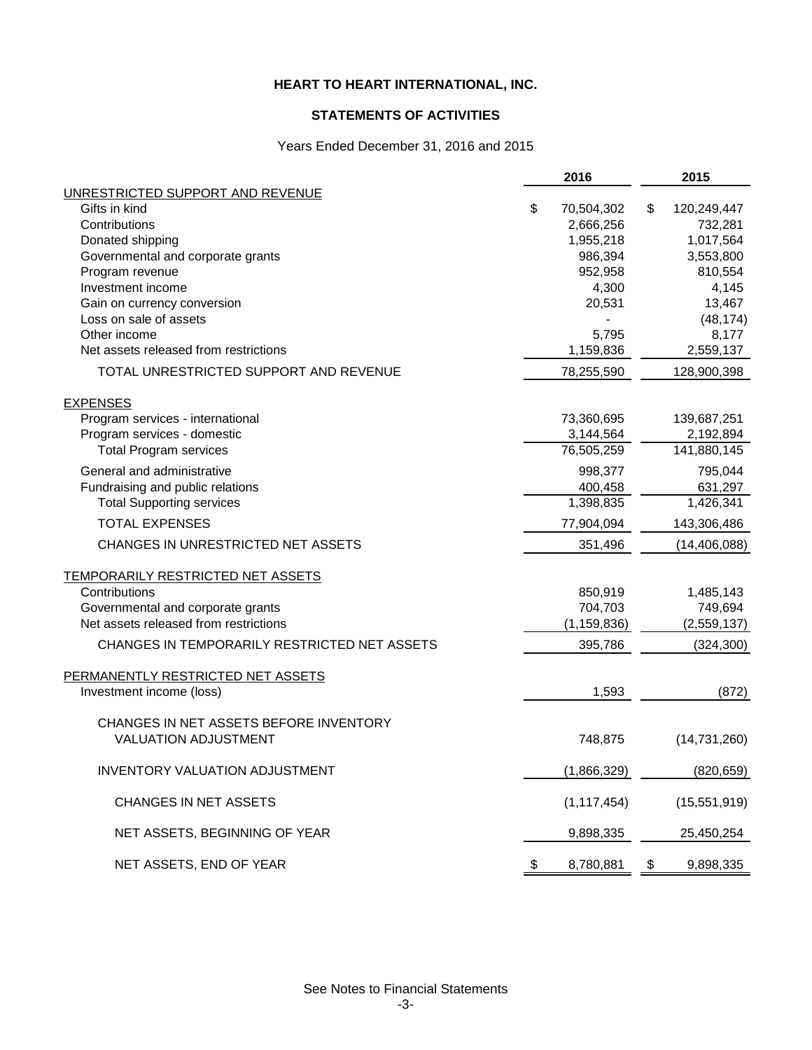# HEART TO HEART INTERNATIONAL, INC.

## STATEMENTS OF ACTIVITIES

Years Ended December 31, 2016 and 2015

| | 2016 | 2015 |
|---|---|---|
| UNRESTRICTED SUPPORT AND REVENUE | | |
| Gifts in kind | $ 70,504,302 | $ 120,249,447 |
| Contributions | 2,666,256 | 732,281 |
| Donated shipping | 1,955,218 | 1,017,564 |
| Governmental and corporate grants | 986,394 | 3,553,800 |
| Program revenue | 952,958 | 810,554 |
| Investment income | 4,300 | 4,145 |
| Gain on currency conversion | 20,531 | 13,467 |
| Loss on sale of assets | - | (48,174) |
| Other income | 5,795 | 8,177 |
| Net assets released from restrictions | 1,159,836 | 2,559,137 |
| TOTAL UNRESTRICTED SUPPORT AND REVENUE | 78,255,590 | 128,900,398 |
| EXPENSES | | |
| Program services - international | 73,360,695 | 139,687,251 |
| Program services - domestic | 3,144,564 | 2,192,894 |
| Total Program services | 76,505,259 | 141,880,145 |
| General and administrative | 998,377 | 795,044 |
| Fundraising and public relations | 400,458 | 631,297 |
| Total Supporting services | 1,398,835 | 1,426,341 |
| TOTAL EXPENSES | 77,904,094 | 143,306,486 |
| CHANGES IN UNRESTRICTED NET ASSETS | 351,496 | (14,406,088) |
| TEMPORARILY RESTRICTED NET ASSETS | | |
| Contributions | 850,919 | 1,485,143 |
| Governmental and corporate grants | 704,703 | 749,694 |
| Net assets released from restrictions | (1,159,836) | (2,559,137) |
| CHANGES IN TEMPORARILY RESTRICTED NET ASSETS | 395,786 | (324,300) |
| PERMANENTLY RESTRICTED NET ASSETS | | |
| Investment income (loss) | 1,593 | (872) |
| CHANGES IN NET ASSETS BEFORE INVENTORY VALUATION ADJUSTMENT | 748,875 | (14,731,260) |
| INVENTORY VALUATION ADJUSTMENT | (1,866,329) | (820,659) |
| CHANGES IN NET ASSETS | (1,117,454) | (15,551,919) |
| NET ASSETS, BEGINNING OF YEAR | 9,898,335 | 25,450,254 |
| NET ASSETS, END OF YEAR | $ 8,780,881 | $ 9,898,335 |

See Notes to Financial Statements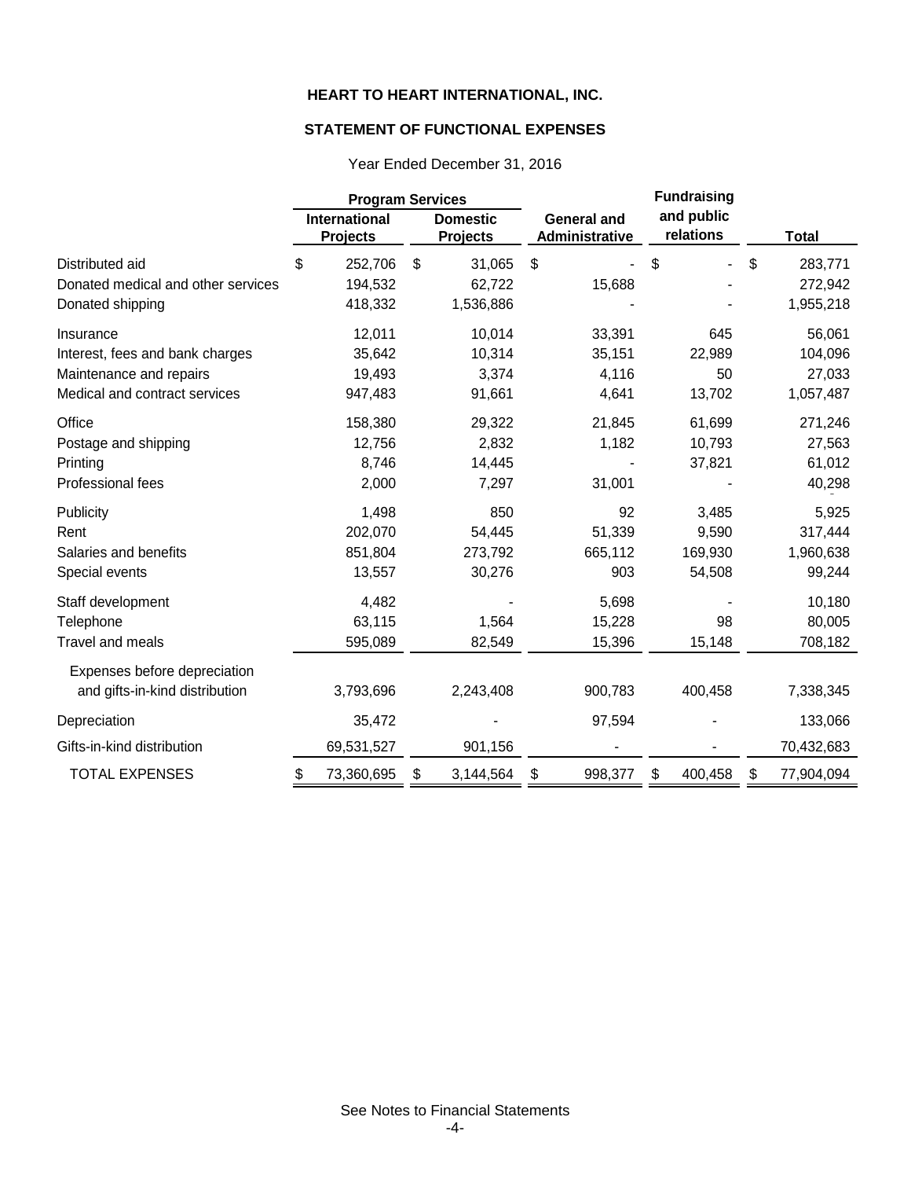# HEART TO HEART INTERNATIONAL, INC.

## STATEMENT OF FUNCTIONAL EXPENSES

Year Ended December 31, 2016

| | Program Services | | | Fundraising | |
|---|---|---|---|---|---|
| | International Projects | Domestic Projects | General and Administrative | and public relations | Total |
| Distributed aid | $ 252,706 | $ 31,065 | $ - | $ - | $ 283,771 |
| Donated medical and other services | 194,532 | 62,722 | 15,688 | - | 272,942 |
| Donated shipping | 418,332 | 1,536,886 | - | - | 1,955,218 |
| Insurance | 12,011 | 10,014 | 33,391 | 645 | 56,061 |
| Interest, fees and bank charges | 35,642 | 10,314 | 35,151 | 22,989 | 104,096 |
| Maintenance and repairs | 19,493 | 3,374 | 4,116 | 50 | 27,033 |
| Medical and contract services | 947,483 | 91,661 | 4,641 | 13,702 | 1,057,487 |
| Office | 158,380 | 29,322 | 21,845 | 61,699 | 271,246 |
| Postage and shipping | 12,756 | 2,832 | 1,182 | 10,793 | 27,563 |
| Printing | 8,746 | 14,445 | - | 37,821 | 61,012 |
| Professional fees | 2,000 | 7,297 | 31,001 | - | 40,298 |
| Publicity | 1,498 | 850 | 92 | 3,485 | 5,925 |
| Rent | 202,070 | 54,445 | 51,339 | 9,590 | 317,444 |
| Salaries and benefits | 851,804 | 273,792 | 665,112 | 169,930 | 1,960,638 |
| Special events | 13,557 | 30,276 | 903 | 54,508 | 99,244 |
| Staff development | 4,482 | - | 5,698 | - | 10,180 |
| Telephone | 63,115 | 1,564 | 15,228 | 98 | 80,005 |
| Travel and meals | 595,089 | 82,549 | 15,396 | 15,148 | 708,182 |
| Expenses before depreciation and gifts-in-kind distribution | 3,793,696 | 2,243,408 | 900,783 | 400,458 | 7,338,345 |
| Depreciation | 35,472 | - | 97,594 | - | 133,066 |
| Gifts-in-kind distribution | 69,531,527 | 901,156 | - | - | 70,432,683 |
| TOTAL EXPENSES | $ 73,360,695 | $ 3,144,564 | $ 998,377 | $ 400,458 | $ 77,904,094 |

See Notes to Financial Statements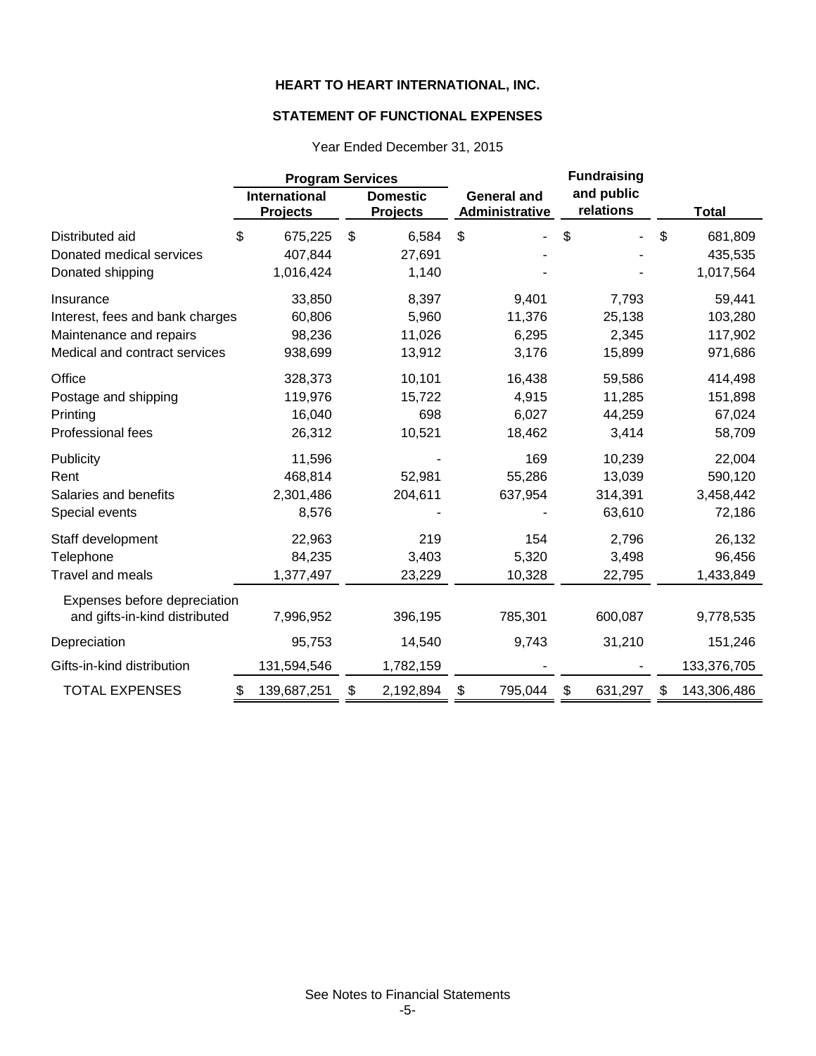# HEART TO HEART INTERNATIONAL, INC.

## STATEMENT OF FUNCTIONAL EXPENSES

Year Ended December 31, 2015

| | Program Services | | | | |
|---|---|---|---|---|---|
| | International Projects | Domestic Projects | General and Administrative | Fundraising and public relations | Total |
| Distributed aid | $ 675,225 | $ 6,584 | $ - | $ - | $ 681,809 |
| Donated medical services | 407,844 | 27,691 | - | - | 435,535 |
| Donated shipping | 1,016,424 | 1,140 | - | - | 1,017,564 |
| Insurance | 33,850 | 8,397 | 9,401 | 7,793 | 59,441 |
| Interest, fees and bank charges | 60,806 | 5,960 | 11,376 | 25,138 | 103,280 |
| Maintenance and repairs | 98,236 | 11,026 | 6,295 | 2,345 | 117,902 |
| Medical and contract services | 938,699 | 13,912 | 3,176 | 15,899 | 971,686 |
| Office | 328,373 | 10,101 | 16,438 | 59,586 | 414,498 |
| Postage and shipping | 119,976 | 15,722 | 4,915 | 11,285 | 151,898 |
| Printing | 16,040 | 698 | 6,027 | 44,259 | 67,024 |
| Professional fees | 26,312 | 10,521 | 18,462 | 3,414 | 58,709 |
| Publicity | 11,596 | - | 169 | 10,239 | 22,004 |
| Rent | 468,814 | 52,981 | 55,286 | 13,039 | 590,120 |
| Salaries and benefits | 2,301,486 | 204,611 | 637,954 | 314,391 | 3,458,442 |
| Special events | 8,576 | - | - | 63,610 | 72,186 |
| Staff development | 22,963 | 219 | 154 | 2,796 | 26,132 |
| Telephone | 84,235 | 3,403 | 5,320 | 3,498 | 96,456 |
| Travel and meals | 1,377,497 | 23,229 | 10,328 | 22,795 | 1,433,849 |
| Expenses before depreciation and gifts-in-kind distributed | 7,996,952 | 396,195 | 785,301 | 600,087 | 9,778,535 |
| Depreciation | 95,753 | 14,540 | 9,743 | 31,210 | 151,246 |
| Gifts-in-kind distribution | 131,594,546 | 1,782,159 | - | - | 133,376,705 |
| TOTAL EXPENSES | $ 139,687,251 | $ 2,192,894 | $ 795,044 | $ 631,297 | $ 143,306,486 |

See Notes to Financial Statements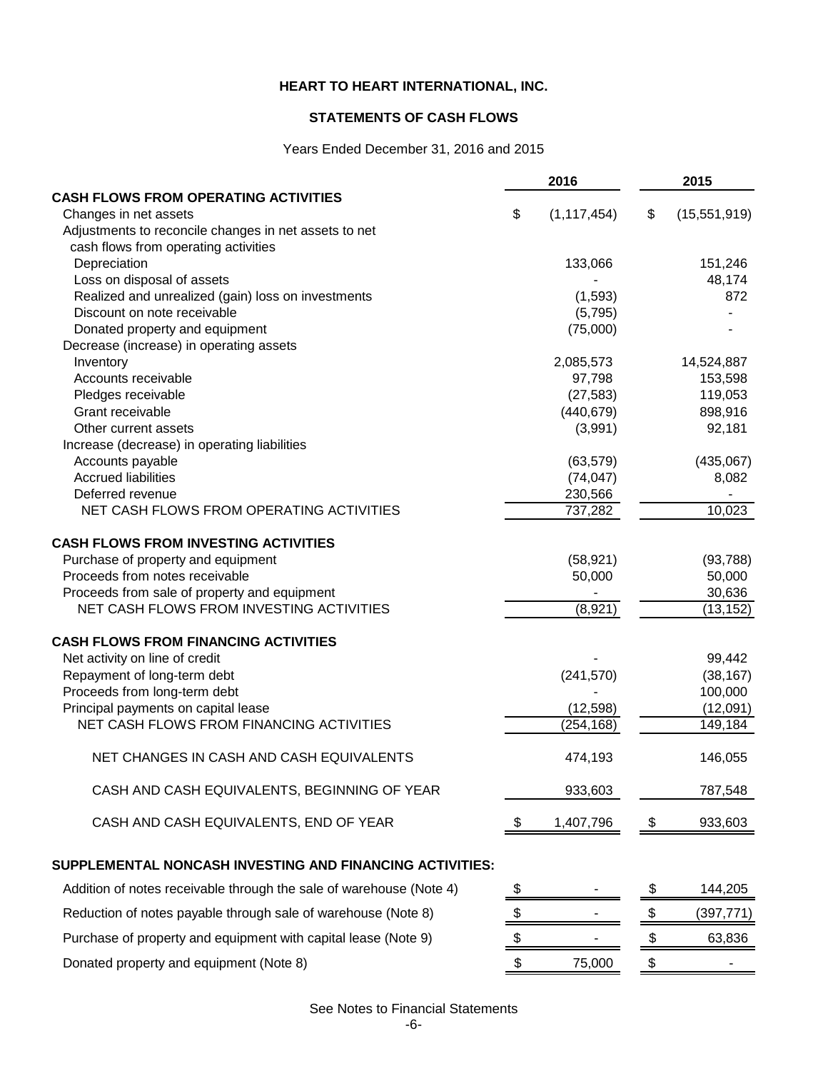**HEART TO HEART INTERNATIONAL, INC.**

**STATEMENTS OF CASH FLOWS**

Years Ended December 31, 2016 and 2015

| | 2016 | 2015 |
|---|---|---|
| **CASH FLOWS FROM OPERATING ACTIVITIES** | | |
| Changes in net assets | $ (1,117,454) | $ (15,551,919) |
| Adjustments to reconcile changes in net assets to net cash flows from operating activities | | |
| Depreciation | 133,066 | 151,246 |
| Loss on disposal of assets | - | 48,174 |
| Realized and unrealized (gain) loss on investments | (1,593) | 872 |
| Discount on note receivable | (5,795) | - |
| Donated property and equipment | (75,000) | - |
| Decrease (increase) in operating assets | | |
| Inventory | 2,085,573 | 14,524,887 |
| Accounts receivable | 97,798 | 153,598 |
| Pledges receivable | (27,583) | 119,053 |
| Grant receivable | (440,679) | 898,916 |
| Other current assets | (3,991) | 92,181 |
| Increase (decrease) in operating liabilities | | |
| Accounts payable | (63,579) | (435,067) |
| Accrued liabilities | (74,047) | 8,082 |
| Deferred revenue | 230,566 | - |
| NET CASH FLOWS FROM OPERATING ACTIVITIES | 737,282 | 10,023 |
| **CASH FLOWS FROM INVESTING ACTIVITIES** | | |
| Purchase of property and equipment | (58,921) | (93,788) |
| Proceeds from notes receivable | 50,000 | 50,000 |
| Proceeds from sale of property and equipment | - | 30,636 |
| NET CASH FLOWS FROM INVESTING ACTIVITIES | (8,921) | (13,152) |
| **CASH FLOWS FROM FINANCING ACTIVITIES** | | |
| Net activity on line of credit | - | 99,442 |
| Repayment of long-term debt | (241,570) | (38,167) |
| Proceeds from long-term debt | - | 100,000 |
| Principal payments on capital lease | (12,598) | (12,091) |
| NET CASH FLOWS FROM FINANCING ACTIVITIES | (254,168) | 149,184 |
| NET CHANGES IN CASH AND CASH EQUIVALENTS | 474,193 | 146,055 |
| CASH AND CASH EQUIVALENTS, BEGINNING OF YEAR | 933,603 | 787,548 |
| CASH AND CASH EQUIVALENTS, END OF YEAR | $ 1,407,796 | $ 933,603 |

**SUPPLEMENTAL NONCASH INVESTING AND FINANCING ACTIVITIES:**

| | 2016 | 2015 |
|---|---|---|
| Addition of notes receivable through the sale of warehouse (Note 4) | $ - | $ 144,205 |
| Reduction of notes payable through sale of warehouse (Note 8) | $ - | $ (397,771) |
| Purchase of property and equipment with capital lease (Note 9) | $ - | $ 63,836 |
| Donated property and equipment (Note 8) | $ 75,000 | $ - |

See Notes to Financial Statements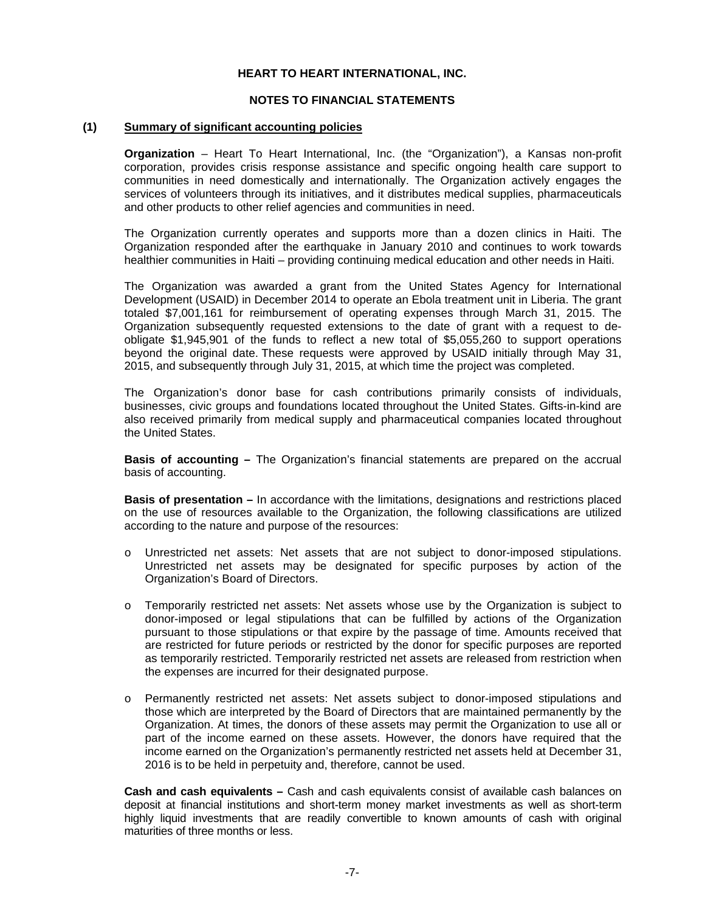# HEART TO HEART INTERNATIONAL, INC.

## NOTES TO FINANCIAL STATEMENTS

### (1) Summary of significant accounting policies

**Organization** – Heart To Heart International, Inc. (the "Organization"), a Kansas non-profit corporation, provides crisis response assistance and specific ongoing health care support to communities in need domestically and internationally. The Organization actively engages the services of volunteers through its initiatives, and it distributes medical supplies, pharmaceuticals and other products to other relief agencies and communities in need.

The Organization currently operates and supports more than a dozen clinics in Haiti. The Organization responded after the earthquake in January 2010 and continues to work towards healthier communities in Haiti – providing continuing medical education and other needs in Haiti.

The Organization was awarded a grant from the United States Agency for International Development (USAID) in December 2014 to operate an Ebola treatment unit in Liberia. The grant totaled $7,001,161 for reimbursement of operating expenses through March 31, 2015. The Organization subsequently requested extensions to the date of grant with a request to de-obligate $1,945,901 of the funds to reflect a new total of $5,055,260 to support operations beyond the original date. These requests were approved by USAID initially through May 31, 2015, and subsequently through July 31, 2015, at which time the project was completed.

The Organization's donor base for cash contributions primarily consists of individuals, businesses, civic groups and foundations located throughout the United States. Gifts-in-kind are also received primarily from medical supply and pharmaceutical companies located throughout the United States.

**Basis of accounting –** The Organization's financial statements are prepared on the accrual basis of accounting.

**Basis of presentation –** In accordance with the limitations, designations and restrictions placed on the use of resources available to the Organization, the following classifications are utilized according to the nature and purpose of the resources:

- Unrestricted net assets: Net assets that are not subject to donor-imposed stipulations. Unrestricted net assets may be designated for specific purposes by action of the Organization's Board of Directors.

- Temporarily restricted net assets: Net assets whose use by the Organization is subject to donor-imposed or legal stipulations that can be fulfilled by actions of the Organization pursuant to those stipulations or that expire by the passage of time. Amounts received that are restricted for future periods or restricted by the donor for specific purposes are reported as temporarily restricted. Temporarily restricted net assets are released from restriction when the expenses are incurred for their designated purpose.

- Permanently restricted net assets: Net assets subject to donor-imposed stipulations and those which are interpreted by the Board of Directors that are maintained permanently by the Organization. At times, the donors of these assets may permit the Organization to use all or part of the income earned on these assets. However, the donors have required that the income earned on the Organization's permanently restricted net assets held at December 31, 2016 is to be held in perpetuity and, therefore, cannot be used.

**Cash and cash equivalents –** Cash and cash equivalents consist of available cash balances on deposit at financial institutions and short-term money market investments as well as short-term highly liquid investments that are readily convertible to known amounts of cash with original maturities of three months or less.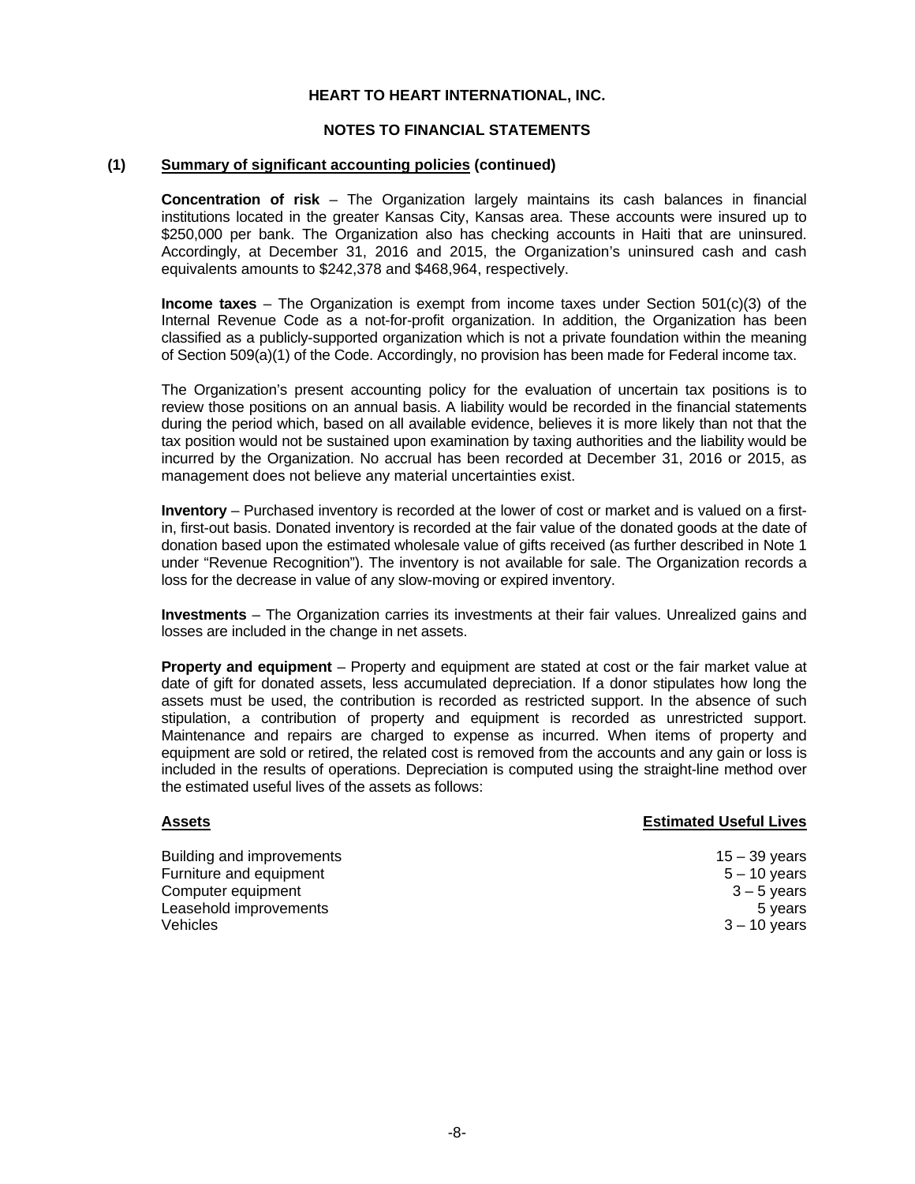# HEART TO HEART INTERNATIONAL, INC.

## NOTES TO FINANCIAL STATEMENTS

### (1) Summary of significant accounting policies (continued)

**Concentration of risk** – The Organization largely maintains its cash balances in financial institutions located in the greater Kansas City, Kansas area. These accounts were insured up to $250,000 per bank. The Organization also has checking accounts in Haiti that are uninsured. Accordingly, at December 31, 2016 and 2015, the Organization's uninsured cash and cash equivalents amounts to $242,378 and $468,964, respectively.

**Income taxes** – The Organization is exempt from income taxes under Section 501(c)(3) of the Internal Revenue Code as a not-for-profit organization. In addition, the Organization has been classified as a publicly-supported organization which is not a private foundation within the meaning of Section 509(a)(1) of the Code. Accordingly, no provision has been made for Federal income tax.

The Organization's present accounting policy for the evaluation of uncertain tax positions is to review those positions on an annual basis. A liability would be recorded in the financial statements during the period which, based on all available evidence, believes it is more likely than not that the tax position would not be sustained upon examination by taxing authorities and the liability would be incurred by the Organization. No accrual has been recorded at December 31, 2016 or 2015, as management does not believe any material uncertainties exist.

**Inventory** – Purchased inventory is recorded at the lower of cost or market and is valued on a first-in, first-out basis. Donated inventory is recorded at the fair value of the donated goods at the date of donation based upon the estimated wholesale value of gifts received (as further described in Note 1 under "Revenue Recognition"). The inventory is not available for sale. The Organization records a loss for the decrease in value of any slow-moving or expired inventory.

**Investments** – The Organization carries its investments at their fair values. Unrealized gains and losses are included in the change in net assets.

**Property and equipment** – Property and equipment are stated at cost or the fair market value at date of gift for donated assets, less accumulated depreciation. If a donor stipulates how long the assets must be used, the contribution is recorded as restricted support. In the absence of such stipulation, a contribution of property and equipment is recorded as unrestricted support. Maintenance and repairs are charged to expense as incurred. When items of property and equipment are sold or retired, the related cost is removed from the accounts and any gain or loss is included in the results of operations. Depreciation is computed using the straight-line method over the estimated useful lives of the assets as follows:

| Assets | Estimated Useful Lives |
|---|---|
| Building and improvements | 15 – 39 years |
| Furniture and equipment | 5 – 10 years |
| Computer equipment | 3 – 5 years |
| Leasehold improvements | 5 years |
| Vehicles | 3 – 10 years |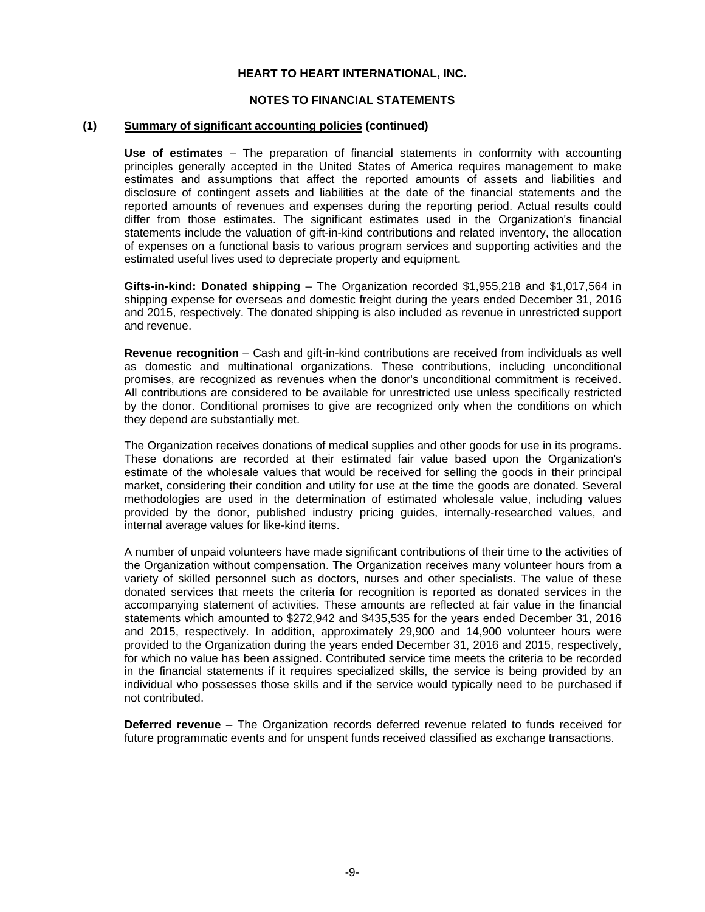# HEART TO HEART INTERNATIONAL, INC.

## NOTES TO FINANCIAL STATEMENTS

### (1) Summary of significant accounting policies (continued)

**Use of estimates** – The preparation of financial statements in conformity with accounting principles generally accepted in the United States of America requires management to make estimates and assumptions that affect the reported amounts of assets and liabilities and disclosure of contingent assets and liabilities at the date of the financial statements and the reported amounts of revenues and expenses during the reporting period. Actual results could differ from those estimates. The significant estimates used in the Organization's financial statements include the valuation of gift-in-kind contributions and related inventory, the allocation of expenses on a functional basis to various program services and supporting activities and the estimated useful lives used to depreciate property and equipment.

**Gifts-in-kind: Donated shipping** – The Organization recorded $1,955,218 and $1,017,564 in shipping expense for overseas and domestic freight during the years ended December 31, 2016 and 2015, respectively. The donated shipping is also included as revenue in unrestricted support and revenue.

**Revenue recognition** – Cash and gift-in-kind contributions are received from individuals as well as domestic and multinational organizations. These contributions, including unconditional promises, are recognized as revenues when the donor's unconditional commitment is received. All contributions are considered to be available for unrestricted use unless specifically restricted by the donor. Conditional promises to give are recognized only when the conditions on which they depend are substantially met.

The Organization receives donations of medical supplies and other goods for use in its programs. These donations are recorded at their estimated fair value based upon the Organization's estimate of the wholesale values that would be received for selling the goods in their principal market, considering their condition and utility for use at the time the goods are donated. Several methodologies are used in the determination of estimated wholesale value, including values provided by the donor, published industry pricing guides, internally-researched values, and internal average values for like-kind items.

A number of unpaid volunteers have made significant contributions of their time to the activities of the Organization without compensation. The Organization receives many volunteer hours from a variety of skilled personnel such as doctors, nurses and other specialists. The value of these donated services that meets the criteria for recognition is reported as donated services in the accompanying statement of activities. These amounts are reflected at fair value in the financial statements which amounted to $272,942 and $435,535 for the years ended December 31, 2016 and 2015, respectively. In addition, approximately 29,900 and 14,900 volunteer hours were provided to the Organization during the years ended December 31, 2016 and 2015, respectively, for which no value has been assigned. Contributed service time meets the criteria to be recorded in the financial statements if it requires specialized skills, the service is being provided by an individual who possesses those skills and if the service would typically need to be purchased if not contributed.

**Deferred revenue** – The Organization records deferred revenue related to funds received for future programmatic events and for unspent funds received classified as exchange transactions.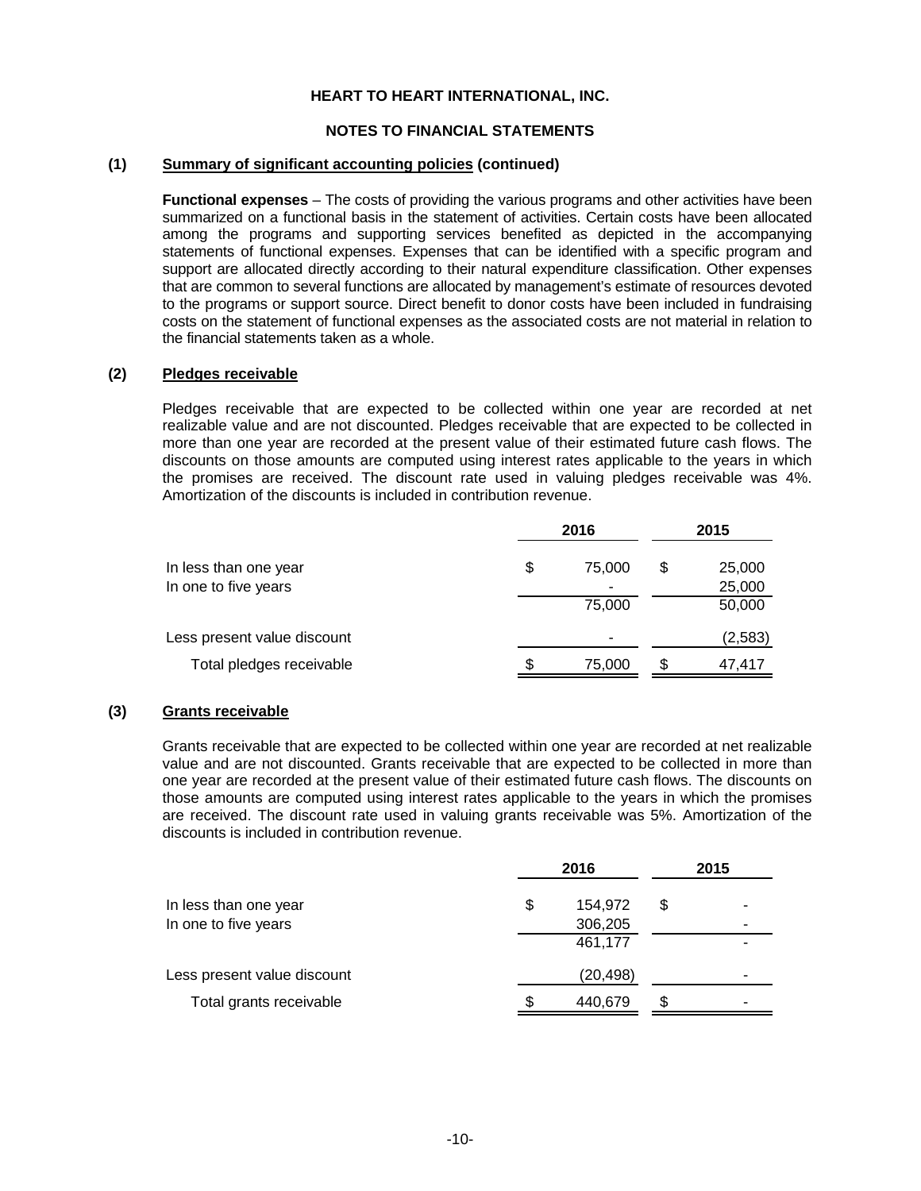# HEART TO HEART INTERNATIONAL, INC.

## NOTES TO FINANCIAL STATEMENTS

### (1) Summary of significant accounting policies (continued)

**Functional expenses** – The costs of providing the various programs and other activities have been summarized on a functional basis in the statement of activities. Certain costs have been allocated among the programs and supporting services benefited as depicted in the accompanying statements of functional expenses. Expenses that can be identified with a specific program and support are allocated directly according to their natural expenditure classification. Other expenses that are common to several functions are allocated by management's estimate of resources devoted to the programs or support source. Direct benefit to donor costs have been included in fundraising costs on the statement of functional expenses as the associated costs are not material in relation to the financial statements taken as a whole.

### (2) Pledges receivable

Pledges receivable that are expected to be collected within one year are recorded at net realizable value and are not discounted. Pledges receivable that are expected to be collected in more than one year are recorded at the present value of their estimated future cash flows. The discounts on those amounts are computed using interest rates applicable to the years in which the promises are received. The discount rate used in valuing pledges receivable was 4%. Amortization of the discounts is included in contribution revenue.

| | 2016 | 2015 |
|---|---|---|
| In less than one year | $ 75,000 | $ 25,000 |
| In one to five years | - | 25,000 |
| | 75,000 | 50,000 |
| Less present value discount | - | (2,583) |
| Total pledges receivable | $ 75,000 | $ 47,417 |

### (3) Grants receivable

Grants receivable that are expected to be collected within one year are recorded at net realizable value and are not discounted. Grants receivable that are expected to be collected in more than one year are recorded at the present value of their estimated future cash flows. The discounts on those amounts are computed using interest rates applicable to the years in which the promises are received. The discount rate used in valuing grants receivable was 5%. Amortization of the discounts is included in contribution revenue.

| | 2016 | 2015 |
|---|---|---|
| In less than one year | $ 154,972 | $ - |
| In one to five years | 306,205 | - |
| | 461,177 | - |
| Less present value discount | (20,498) | - |
| Total grants receivable | $ 440,679 | $ - |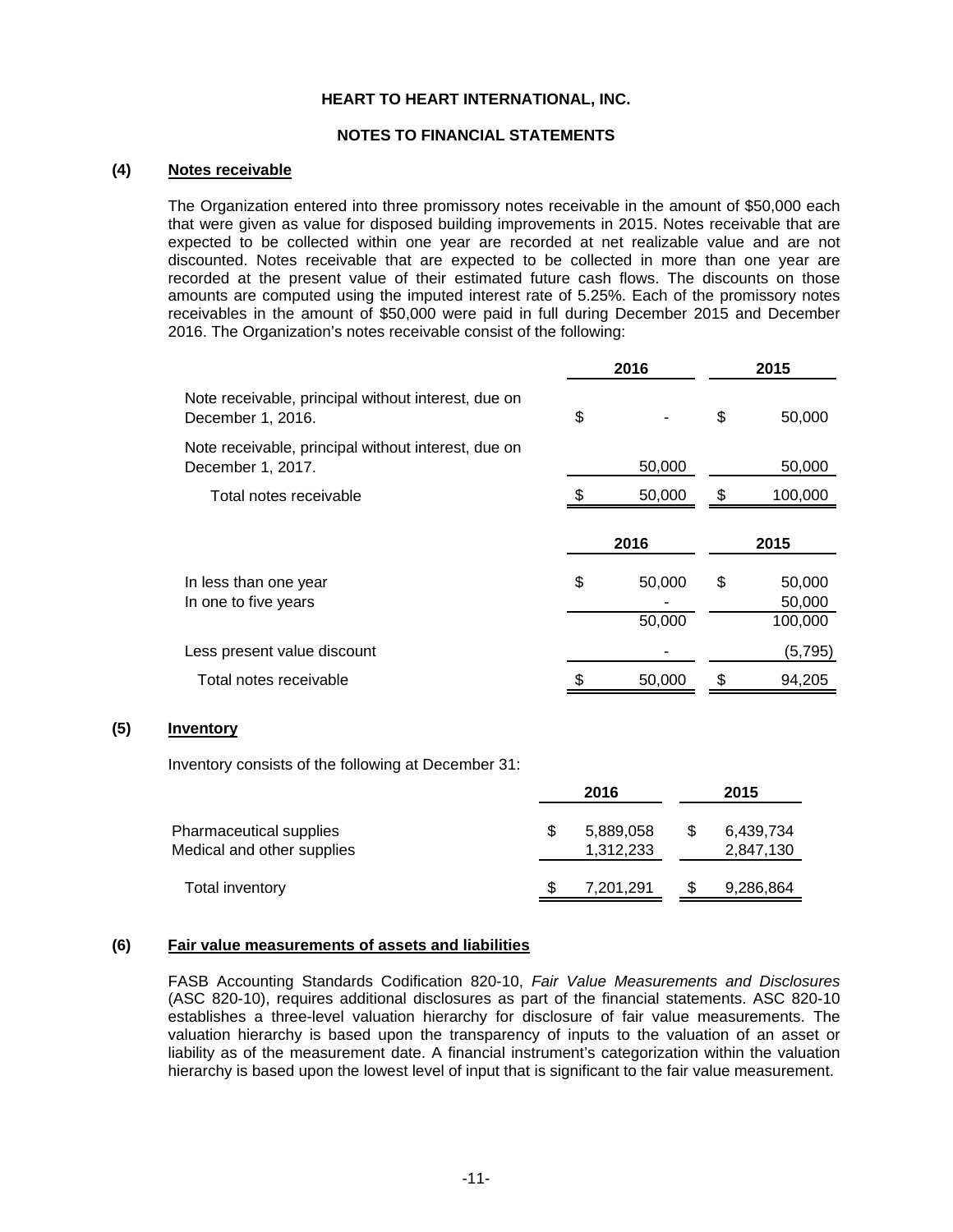# HEART TO HEART INTERNATIONAL, INC.

## NOTES TO FINANCIAL STATEMENTS

### (4) Notes receivable

The Organization entered into three promissory notes receivable in the amount of $50,000 each that were given as value for disposed building improvements in 2015. Notes receivable that are expected to be collected within one year are recorded at net realizable value and are not discounted. Notes receivable that are expected to be collected in more than one year are recorded at the present value of their estimated future cash flows. The discounts on those amounts are computed using the imputed interest rate of 5.25%. Each of the promissory notes receivables in the amount of $50,000 were paid in full during December 2015 and December 2016. The Organization's notes receivable consist of the following:

| | 2016 | 2015 |
|---|---|---|
| Note receivable, principal without interest, due on December 1, 2016. | $ - | $ 50,000 |
| Note receivable, principal without interest, due on December 1, 2017. | 50,000 | 50,000 |
| Total notes receivable | $ 50,000 | $ 100,000 |

| | 2016 | 2015 |
|---|---|---|
| In less than one year | $ 50,000 | $ 50,000 |
| In one to five years | - | 50,000 |
| | 50,000 | 100,000 |
| Less present value discount | - | (5,795) |
| Total notes receivable | $ 50,000 | $ 94,205 |

### (5) Inventory

Inventory consists of the following at December 31:

| | 2016 | 2015 |
|---|---|---|
| Pharmaceutical supplies | $ 5,889,058 | $ 6,439,734 |
| Medical and other supplies | 1,312,233 | 2,847,130 |
| Total inventory | $ 7,201,291 | $ 9,286,864 |

### (6) Fair value measurements of assets and liabilities

FASB Accounting Standards Codification 820-10, *Fair Value Measurements and Disclosures* (ASC 820-10), requires additional disclosures as part of the financial statements. ASC 820-10 establishes a three-level valuation hierarchy for disclosure of fair value measurements. The valuation hierarchy is based upon the transparency of inputs to the valuation of an asset or liability as of the measurement date. A financial instrument's categorization within the valuation hierarchy is based upon the lowest level of input that is significant to the fair value measurement.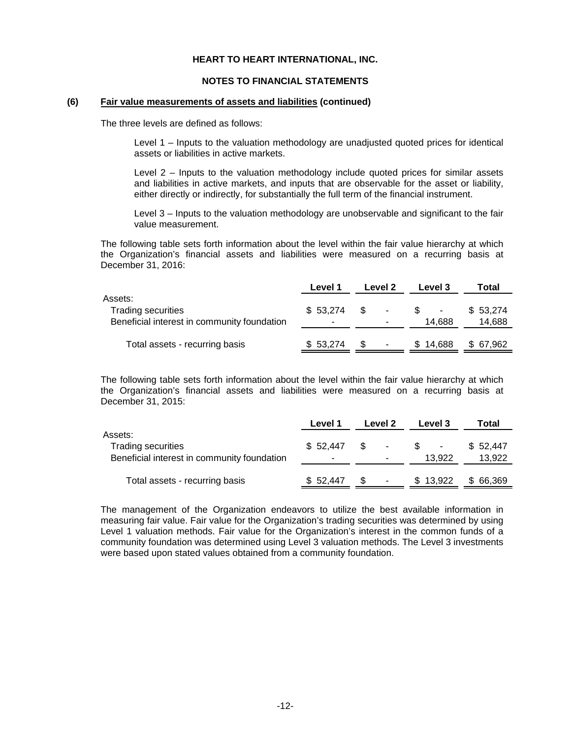**HEART TO HEART INTERNATIONAL, INC.**

**NOTES TO FINANCIAL STATEMENTS**

**(6) Fair value measurements of assets and liabilities (continued)**

The three levels are defined as follows:

> Level 1 – Inputs to the valuation methodology are unadjusted quoted prices for identical assets or liabilities in active markets.
>
> Level 2 – Inputs to the valuation methodology include quoted prices for similar assets and liabilities in active markets, and inputs that are observable for the asset or liability, either directly or indirectly, for substantially the full term of the financial instrument.
>
> Level 3 – Inputs to the valuation methodology are unobservable and significant to the fair value measurement.

The following table sets forth information about the level within the fair value hierarchy at which the Organization's financial assets and liabilities were measured on a recurring basis at December 31, 2016:

| | Level 1 | Level 2 | Level 3 | Total |
|---|---|---|---|---|
| Assets: | | | | |
| Trading securities | $ 53,274 | $ - | $ - | $ 53,274 |
| Beneficial interest in community foundation | - | - | 14,688 | 14,688 |
| Total assets - recurring basis | $ 53,274 | $ - | $ 14,688 | $ 67,962 |

The following table sets forth information about the level within the fair value hierarchy at which the Organization's financial assets and liabilities were measured on a recurring basis at December 31, 2015:

| | Level 1 | Level 2 | Level 3 | Total |
|---|---|---|---|---|
| Assets: | | | | |
| Trading securities | $ 52,447 | $ - | $ - | $ 52,447 |
| Beneficial interest in community foundation | - | - | 13,922 | 13,922 |
| Total assets - recurring basis | $ 52,447 | $ - | $ 13,922 | $ 66,369 |

The management of the Organization endeavors to utilize the best available information in measuring fair value. Fair value for the Organization's trading securities was determined by using Level 1 valuation methods. Fair value for the Organization's interest in the common funds of a community foundation was determined using Level 3 valuation methods. The Level 3 investments were based upon stated values obtained from a community foundation.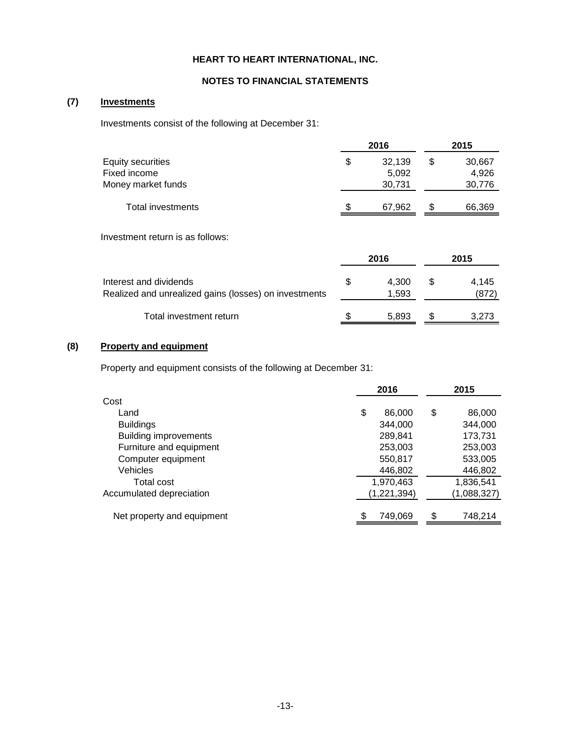# HEART TO HEART INTERNATIONAL, INC.

## NOTES TO FINANCIAL STATEMENTS

### (7) Investments

Investments consist of the following at December 31:

| | 2016 | 2015 |
|---|---|---|
| Equity securities | $ 32,139 | $ 30,667 |
| Fixed income | 5,092 | 4,926 |
| Money market funds | 30,731 | 30,776 |
| Total investments | $ 67,962 | $ 66,369 |

Investment return is as follows:

| | 2016 | 2015 |
|---|---|---|
| Interest and dividends | $ 4,300 | $ 4,145 |
| Realized and unrealized gains (losses) on investments | 1,593 | (872) |
| Total investment return | $ 5,893 | $ 3,273 |

### (8) Property and equipment

Property and equipment consists of the following at December 31:

| | 2016 | 2015 |
|---|---|---|
| Cost | | |
| Land | $ 86,000 | $ 86,000 |
| Buildings | 344,000 | 344,000 |
| Building improvements | 289,841 | 173,731 |
| Furniture and equipment | 253,003 | 253,003 |
| Computer equipment | 550,817 | 533,005 |
| Vehicles | 446,802 | 446,802 |
| Total cost | 1,970,463 | 1,836,541 |
| Accumulated depreciation | (1,221,394) | (1,088,327) |
| Net property and equipment | $ 749,069 | $ 748,214 |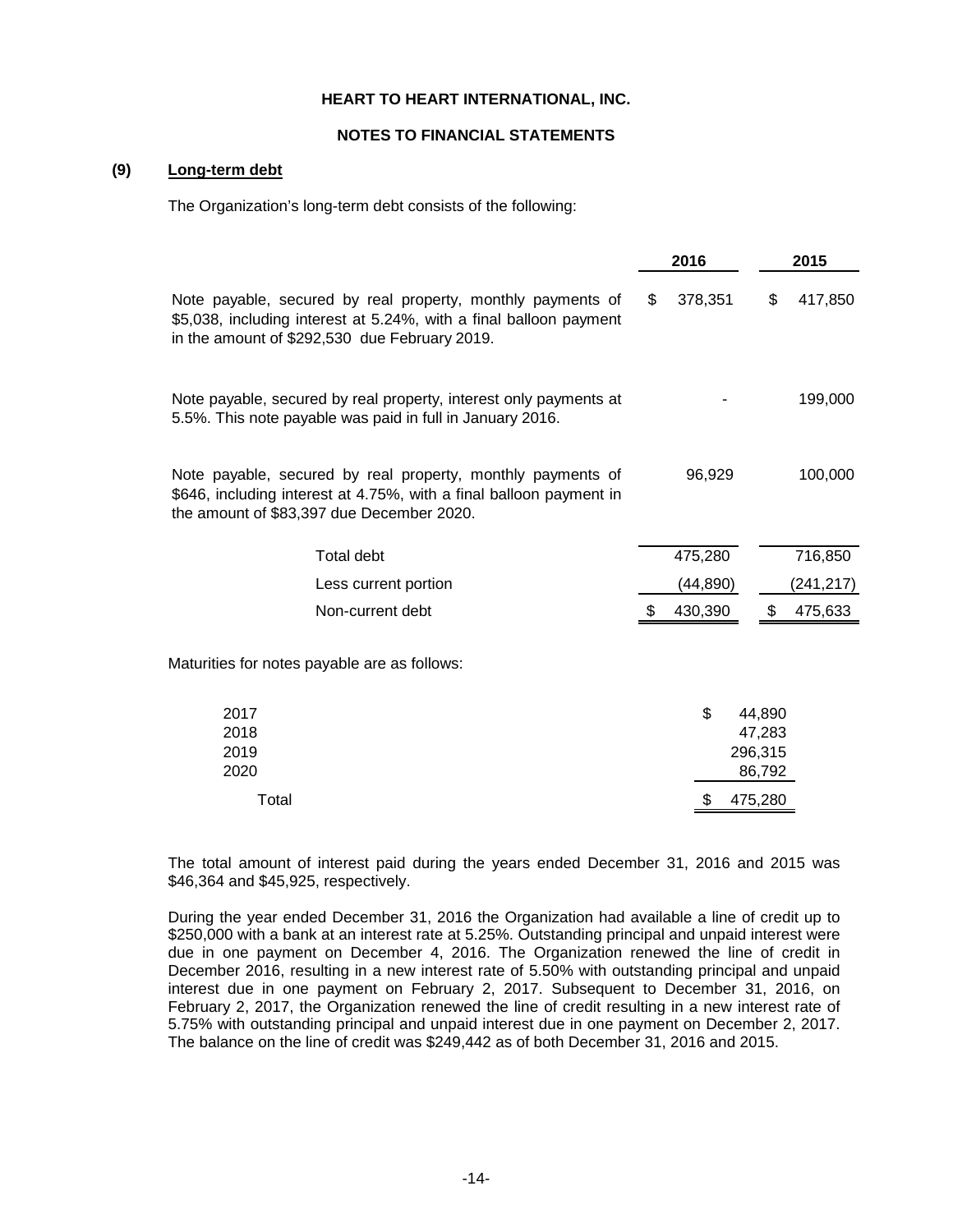HEART TO HEART INTERNATIONAL, INC.

NOTES TO FINANCIAL STATEMENTS

**(9) Long-term debt**

The Organization's long-term debt consists of the following:

| | 2016 | 2015 |
|---|---|---|
| Note payable, secured by real property, monthly payments of \$5,038, including interest at 5.24%, with a final balloon payment in the amount of \$292,530 due February 2019. | \$ 378,351 | \$ 417,850 |
| Note payable, secured by real property, interest only payments at 5.5%. This note payable was paid in full in January 2016. | - | 199,000 |
| Note payable, secured by real property, monthly payments of \$646, including interest at 4.75%, with a final balloon payment in the amount of \$83,397 due December 2020. | 96,929 | 100,000 |
| Total debt | 475,280 | 716,850 |
| Less current portion | (44,890) | (241,217) |
| Non-current debt | \$ 430,390 | \$ 475,633 |

Maturities for notes payable are as follows:

| | |
|---|---|
| 2017 | \$ 44,890 |
| 2018 | 47,283 |
| 2019 | 296,315 |
| 2020 | 86,792 |
| Total | \$ 475,280 |

The total amount of interest paid during the years ended December 31, 2016 and 2015 was \$46,364 and \$45,925, respectively.

During the year ended December 31, 2016 the Organization had available a line of credit up to \$250,000 with a bank at an interest rate at 5.25%. Outstanding principal and unpaid interest were due in one payment on December 4, 2016. The Organization renewed the line of credit in December 2016, resulting in a new interest rate of 5.50% with outstanding principal and unpaid interest due in one payment on February 2, 2017. Subsequent to December 31, 2016, on February 2, 2017, the Organization renewed the line of credit resulting in a new interest rate of 5.75% with outstanding principal and unpaid interest due in one payment on December 2, 2017. The balance on the line of credit was \$249,442 as of both December 31, 2016 and 2015.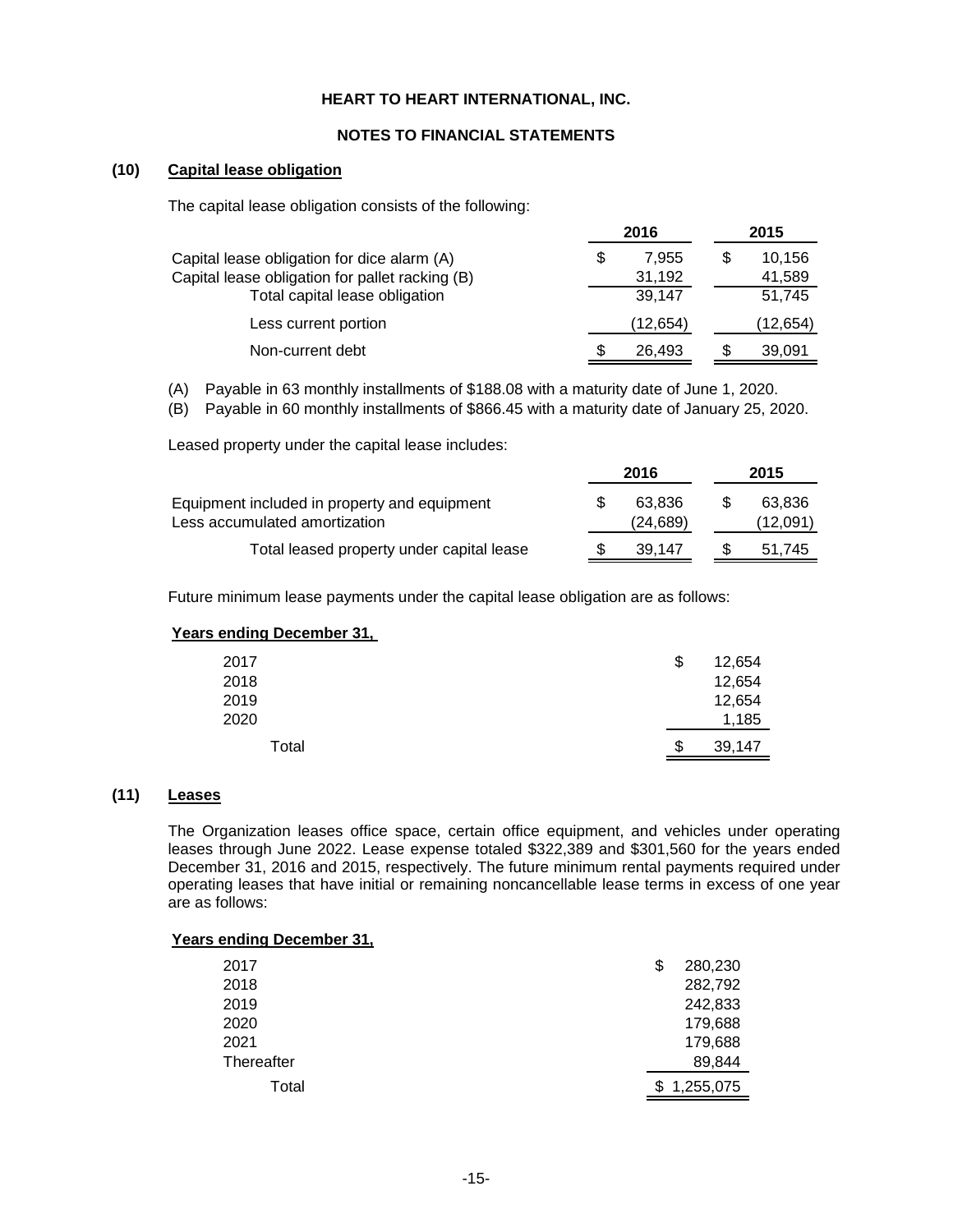# HEART TO HEART INTERNATIONAL, INC.

## NOTES TO FINANCIAL STATEMENTS

### (10) Capital lease obligation

The capital lease obligation consists of the following:

| | 2016 | 2015 |
|---|---|---|
| Capital lease obligation for dice alarm (A) | $ 7,955 | $ 10,156 |
| Capital lease obligation for pallet racking (B) | 31,192 | 41,589 |
| Total capital lease obligation | 39,147 | 51,745 |
| Less current portion | (12,654) | (12,654) |
| Non-current debt | $ 26,493 | $ 39,091 |

(A) Payable in 63 monthly installments of $188.08 with a maturity date of June 1, 2020.
(B) Payable in 60 monthly installments of $866.45 with a maturity date of January 25, 2020.

Leased property under the capital lease includes:

| | 2016 | 2015 |
|---|---|---|
| Equipment included in property and equipment | $ 63,836 | $ 63,836 |
| Less accumulated amortization | (24,689) | (12,091) |
| Total leased property under capital lease | $ 39,147 | $ 51,745 |

Future minimum lease payments under the capital lease obligation are as follows:

| Years ending December 31, | |
|---|---|
| 2017 | $ 12,654 |
| 2018 | 12,654 |
| 2019 | 12,654 |
| 2020 | 1,185 |
| Total | $ 39,147 |

### (11) Leases

The Organization leases office space, certain office equipment, and vehicles under operating leases through June 2022. Lease expense totaled $322,389 and $301,560 for the years ended December 31, 2016 and 2015, respectively. The future minimum rental payments required under operating leases that have initial or remaining noncancellable lease terms in excess of one year are as follows:

| Years ending December 31, | |
|---|---|
| 2017 | $ 280,230 |
| 2018 | 282,792 |
| 2019 | 242,833 |
| 2020 | 179,688 |
| 2021 | 179,688 |
| Thereafter | 89,844 |
| Total | $ 1,255,075 |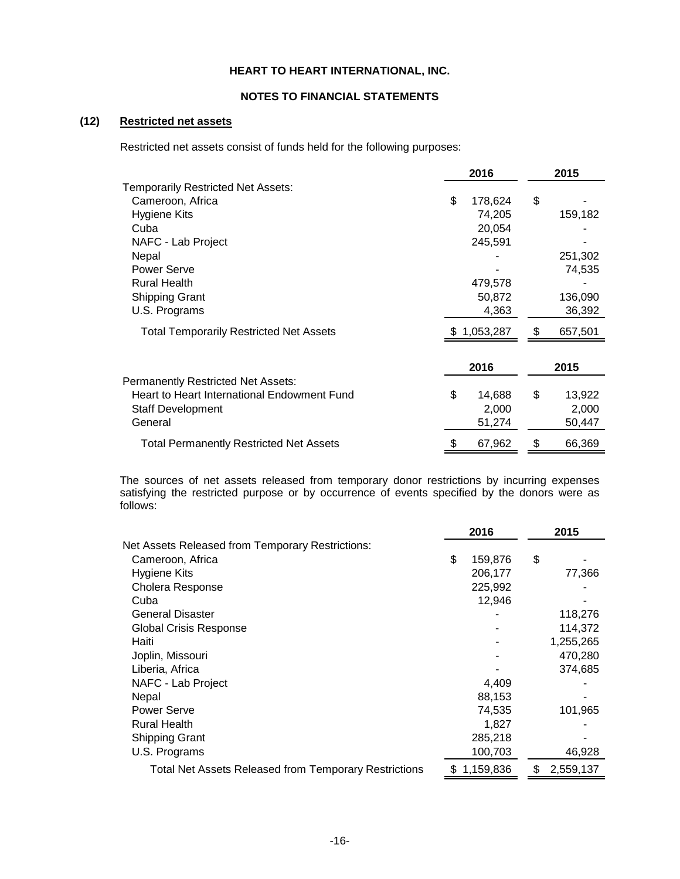HEART TO HEART INTERNATIONAL, INC.

NOTES TO FINANCIAL STATEMENTS

## (12) Restricted net assets

Restricted net assets consist of funds held for the following purposes:

| | 2016 | 2015 |
|---|---|---|
| Temporarily Restricted Net Assets: | | |
| Cameroon, Africa | $ 178,624 | $ - |
| Hygiene Kits | 74,205 | 159,182 |
| Cuba | 20,054 | - |
| NAFC - Lab Project | 245,591 | - |
| Nepal | - | 251,302 |
| Power Serve | - | 74,535 |
| Rural Health | 479,578 | - |
| Shipping Grant | 50,872 | 136,090 |
| U.S. Programs | 4,363 | 36,392 |
| Total Temporarily Restricted Net Assets | $ 1,053,287 | $ 657,501 |

| | 2016 | 2015 |
|---|---|---|
| Permanently Restricted Net Assets: | | |
| Heart to Heart International Endowment Fund | $ 14,688 | $ 13,922 |
| Staff Development | 2,000 | 2,000 |
| General | 51,274 | 50,447 |
| Total Permanently Restricted Net Assets | $ 67,962 | $ 66,369 |

The sources of net assets released from temporary donor restrictions by incurring expenses satisfying the restricted purpose or by occurrence of events specified by the donors were as follows:

| | 2016 | 2015 |
|---|---|---|
| Net Assets Released from Temporary Restrictions: | | |
| Cameroon, Africa | $ 159,876 | $ - |
| Hygiene Kits | 206,177 | 77,366 |
| Cholera Response | 225,992 | - |
| Cuba | 12,946 | - |
| General Disaster | - | 118,276 |
| Global Crisis Response | - | 114,372 |
| Haiti | - | 1,255,265 |
| Joplin, Missouri | - | 470,280 |
| Liberia, Africa | - | 374,685 |
| NAFC - Lab Project | 4,409 | - |
| Nepal | 88,153 | - |
| Power Serve | 74,535 | 101,965 |
| Rural Health | 1,827 | - |
| Shipping Grant | 285,218 | - |
| U.S. Programs | 100,703 | 46,928 |
| Total Net Assets Released from Temporary Restrictions | $ 1,159,836 | $ 2,559,137 |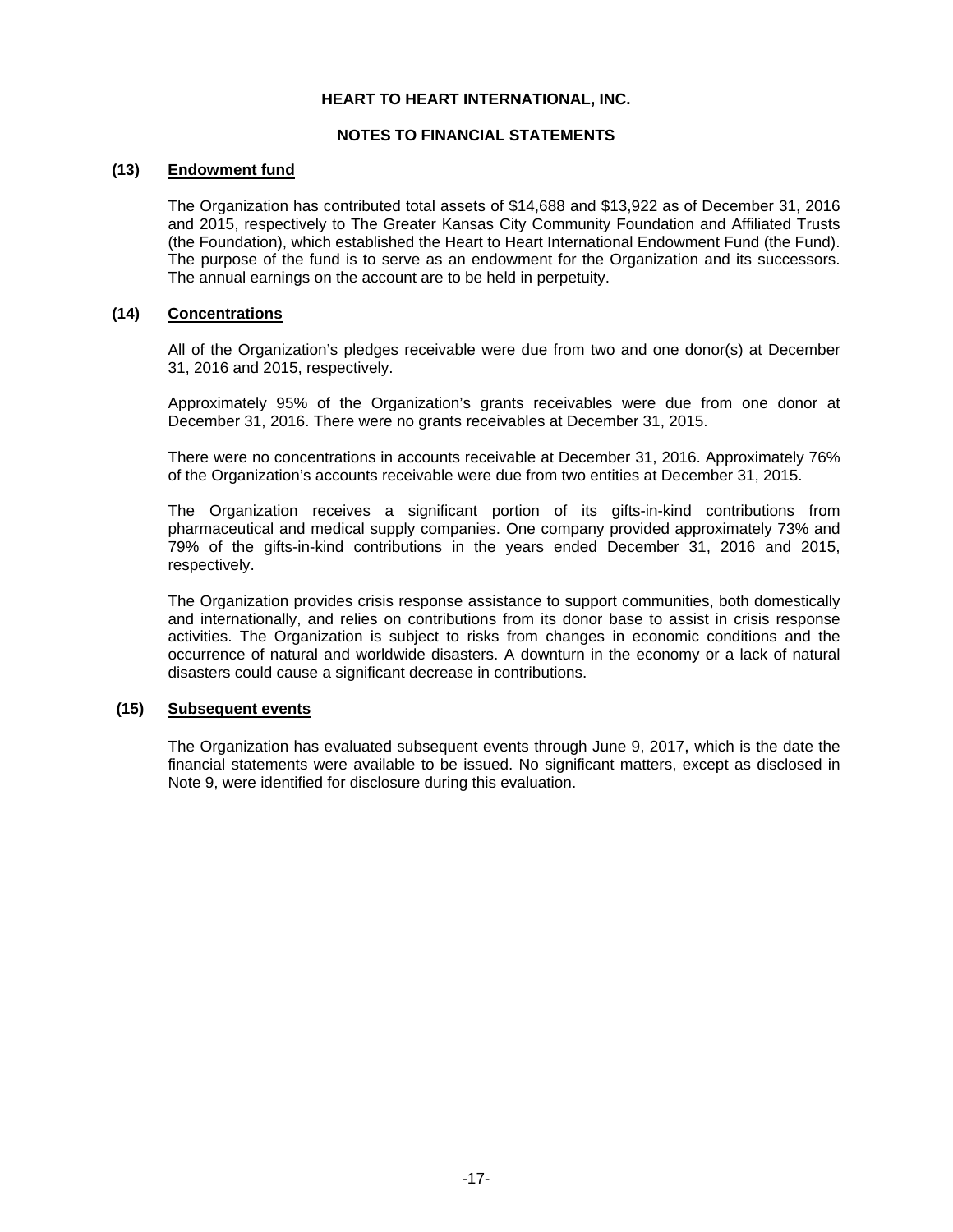# HEART TO HEART INTERNATIONAL, INC.

## NOTES TO FINANCIAL STATEMENTS

### (13) Endowment fund

The Organization has contributed total assets of $14,688 and $13,922 as of December 31, 2016 and 2015, respectively to The Greater Kansas City Community Foundation and Affiliated Trusts (the Foundation), which established the Heart to Heart International Endowment Fund (the Fund). The purpose of the fund is to serve as an endowment for the Organization and its successors. The annual earnings on the account are to be held in perpetuity.

### (14) Concentrations

All of the Organization's pledges receivable were due from two and one donor(s) at December 31, 2016 and 2015, respectively.

Approximately 95% of the Organization's grants receivables were due from one donor at December 31, 2016. There were no grants receivables at December 31, 2015.

There were no concentrations in accounts receivable at December 31, 2016. Approximately 76% of the Organization's accounts receivable were due from two entities at December 31, 2015.

The Organization receives a significant portion of its gifts-in-kind contributions from pharmaceutical and medical supply companies. One company provided approximately 73% and 79% of the gifts-in-kind contributions in the years ended December 31, 2016 and 2015, respectively.

The Organization provides crisis response assistance to support communities, both domestically and internationally, and relies on contributions from its donor base to assist in crisis response activities. The Organization is subject to risks from changes in economic conditions and the occurrence of natural and worldwide disasters. A downturn in the economy or a lack of natural disasters could cause a significant decrease in contributions.

### (15) Subsequent events

The Organization has evaluated subsequent events through June 9, 2017, which is the date the financial statements were available to be issued. No significant matters, except as disclosed in Note 9, were identified for disclosure during this evaluation.